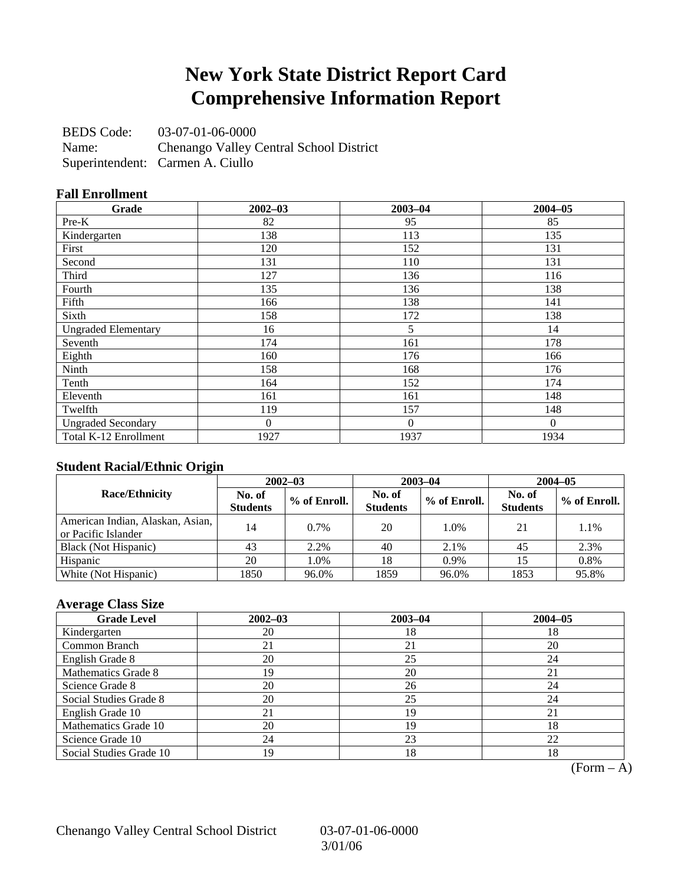# New York State District Report Card
# Comprehensive Information Report

BEDS Code: 03-07-01-06-0000
Name: Chenango Valley Central School District
Superintendent: Carmen A. Ciullo

### Fall Enrollment

| Grade | 2002–03 | 2003–04 | 2004–05 |
|---|---|---|---|
| Pre-K | 82 | 95 | 85 |
| Kindergarten | 138 | 113 | 135 |
| First | 120 | 152 | 131 |
| Second | 131 | 110 | 131 |
| Third | 127 | 136 | 116 |
| Fourth | 135 | 136 | 138 |
| Fifth | 166 | 138 | 141 |
| Sixth | 158 | 172 | 138 |
| Ungraded Elementary | 16 | 5 | 14 |
| Seventh | 174 | 161 | 178 |
| Eighth | 160 | 176 | 166 |
| Ninth | 158 | 168 | 176 |
| Tenth | 164 | 152 | 174 |
| Eleventh | 161 | 161 | 148 |
| Twelfth | 119 | 157 | 148 |
| Ungraded Secondary | 0 | 0 | 0 |
| Total K-12 Enrollment | 1927 | 1937 | 1934 |

### Student Racial/Ethnic Origin

| Race/Ethnicity | 2002–03 | | 2003–04 | | 2004–05 | |
|---|---|---|---|---|---|---|
| | No. of Students | % of Enroll. | No. of Students | % of Enroll. | No. of Students | % of Enroll. |
| American Indian, Alaskan, Asian, or Pacific Islander | 14 | 0.7% | 20 | 1.0% | 21 | 1.1% |
| Black (Not Hispanic) | 43 | 2.2% | 40 | 2.1% | 45 | 2.3% |
| Hispanic | 20 | 1.0% | 18 | 0.9% | 15 | 0.8% |
| White (Not Hispanic) | 1850 | 96.0% | 1859 | 96.0% | 1853 | 95.8% |

### Average Class Size

| Grade Level | 2002–03 | 2003–04 | 2004–05 |
|---|---|---|---|
| Kindergarten | 20 | 18 | 18 |
| Common Branch | 21 | 21 | 20 |
| English Grade 8 | 20 | 25 | 24 |
| Mathematics Grade 8 | 19 | 20 | 21 |
| Science Grade 8 | 20 | 26 | 24 |
| Social Studies Grade 8 | 20 | 25 | 24 |
| English Grade 10 | 21 | 19 | 21 |
| Mathematics Grade 10 | 20 | 19 | 18 |
| Science Grade 10 | 24 | 23 | 22 |
| Social Studies Grade 10 | 19 | 18 | 18 |

(Form – A)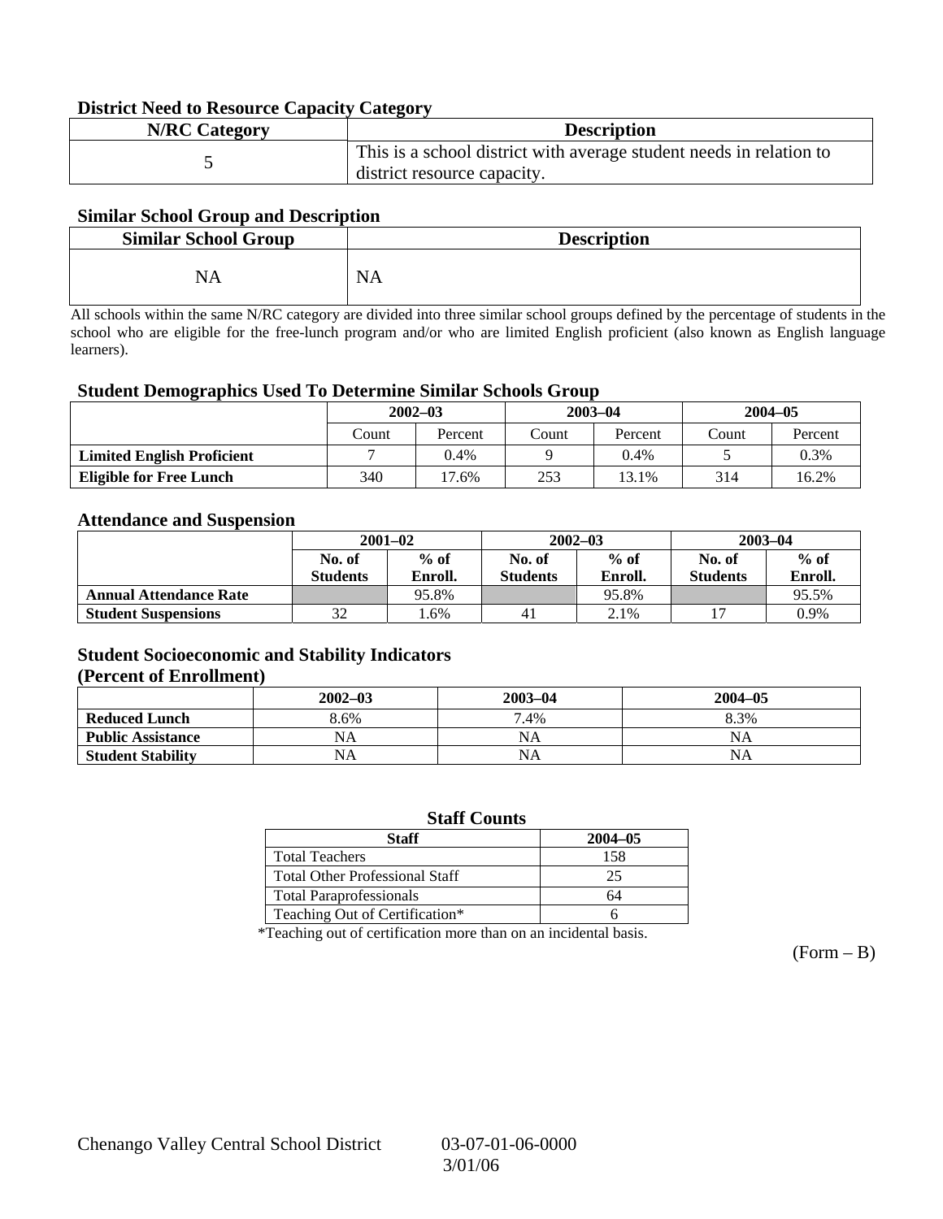### District Need to Resource Capacity Category

| N/RC Category | Description |
|---|---|
| 5 | This is a school district with average student needs in relation to district resource capacity. |

### Similar School Group and Description

| Similar School Group | Description |
|---|---|
| NA | NA |

All schools within the same N/RC category are divided into three similar school groups defined by the percentage of students in the school who are eligible for the free-lunch program and/or who are limited English proficient (also known as English language learners).

### Student Demographics Used To Determine Similar Schools Group

| | 2002–03 | | 2003–04 | | 2004–05 | |
|---|---|---|---|---|---|---|
| | Count | Percent | Count | Percent | Count | Percent |
| **Limited English Proficient** | 7 | 0.4% | 9 | 0.4% | 5 | 0.3% |
| **Eligible for Free Lunch** | 340 | 17.6% | 253 | 13.1% | 314 | 16.2% |

### Attendance and Suspension

| | 2001–02 | | 2002–03 | | 2003–04 | |
|---|---|---|---|---|---|---|
| | No. of Students | % of Enroll. | No. of Students | % of Enroll. | No. of Students | % of Enroll. |
| **Annual Attendance Rate** | | 95.8% | | 95.8% | | 95.5% |
| **Student Suspensions** | 32 | 1.6% | 41 | 2.1% | 17 | 0.9% |

### Student Socioeconomic and Stability Indicators (Percent of Enrollment)

| | 2002–03 | 2003–04 | 2004–05 |
|---|---|---|---|
| **Reduced Lunch** | 8.6% | 7.4% | 8.3% |
| **Public Assistance** | NA | NA | NA |
| **Student Stability** | NA | NA | NA |

### Staff Counts

| Staff | 2004–05 |
|---|---|
| Total Teachers | 158 |
| Total Other Professional Staff | 25 |
| Total Paraprofessionals | 64 |
| Teaching Out of Certification* | 6 |

*Teaching out of certification more than on an incidental basis.

(Form – B)

Chenango Valley Central School District 03-07-01-06-0000
3/01/06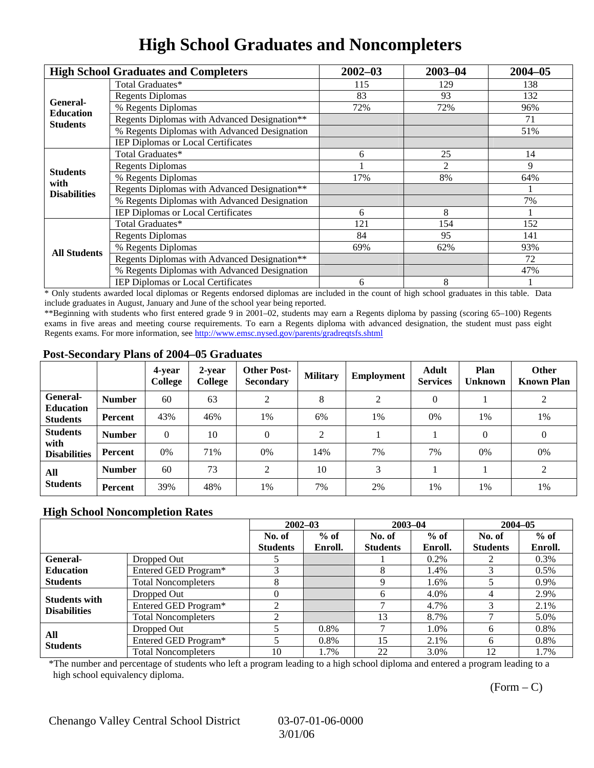# High School Graduates and Noncompleters

| High School Graduates and Completers | | 2002–03 | 2003–04 | 2004–05 |
|---|---|---|---|---|
| General-Education Students | Total Graduates* | 115 | 129 | 138 |
| | Regents Diplomas | 83 | 93 | 132 |
| | % Regents Diplomas | 72% | 72% | 96% |
| | Regents Diplomas with Advanced Designation** | | | 71 |
| | % Regents Diplomas with Advanced Designation | | | 51% |
| | IEP Diplomas or Local Certificates | | | |
| Students with Disabilities | Total Graduates* | 6 | 25 | 14 |
| | Regents Diplomas | 1 | 2 | 9 |
| | % Regents Diplomas | 17% | 8% | 64% |
| | Regents Diplomas with Advanced Designation** | | | 1 |
| | % Regents Diplomas with Advanced Designation | | | 7% |
| | IEP Diplomas or Local Certificates | 6 | 8 | 1 |
| All Students | Total Graduates* | 121 | 154 | 152 |
| | Regents Diplomas | 84 | 95 | 141 |
| | % Regents Diplomas | 69% | 62% | 93% |
| | Regents Diplomas with Advanced Designation** | | | 72 |
| | % Regents Diplomas with Advanced Designation | | | 47% |
| | IEP Diplomas or Local Certificates | 6 | 8 | 1 |

\* Only students awarded local diplomas or Regents endorsed diplomas are included in the count of high school graduates in this table. Data include graduates in August, January and June of the school year being reported.

**Beginning with students who first entered grade 9 in 2001–02, students may earn a Regents diploma by passing (scoring 65–100) Regents exams in five areas and meeting course requirements. To earn a Regents diploma with advanced designation, the student must pass eight Regents exams. For more information, see http://www.emsc.nysed.gov/parents/gradreqtsfs.shtml

## Post-Secondary Plans of 2004–05 Graduates

| | | 4-year College | 2-year College | Other Post-Secondary | Military | Employment | Adult Services | Plan Unknown | Other Known Plan |
|---|---|---|---|---|---|---|---|---|---|
| General-Education Students | Number | 60 | 63 | 2 | 8 | 2 | 0 | 1 | 2 |
| | Percent | 43% | 46% | 1% | 6% | 1% | 0% | 1% | 1% |
| Students with Disabilities | Number | 0 | 10 | 0 | 2 | 1 | 1 | 0 | 0 |
| | Percent | 0% | 71% | 0% | 14% | 7% | 7% | 0% | 0% |
| All Students | Number | 60 | 73 | 2 | 10 | 3 | 1 | 1 | 2 |
| | Percent | 39% | 48% | 1% | 7% | 2% | 1% | 1% | 1% |

## High School Noncompletion Rates

| | | 2002–03 | | 2003–04 | | 2004–05 | |
|---|---|---|---|---|---|---|---|
| | | No. of Students | % of Enroll. | No. of Students | % of Enroll. | No. of Students | % of Enroll. |
| General-Education Students | Dropped Out | 5 | | 1 | 0.2% | 2 | 0.3% |
| | Entered GED Program* | 3 | | 8 | 1.4% | 3 | 0.5% |
| | Total Noncompleters | 8 | | 9 | 1.6% | 5 | 0.9% |
| Students with Disabilities | Dropped Out | 0 | | 6 | 4.0% | 4 | 2.9% |
| | Entered GED Program* | 2 | | 7 | 4.7% | 3 | 2.1% |
| | Total Noncompleters | 2 | | 13 | 8.7% | 7 | 5.0% |
| All Students | Dropped Out | 5 | 0.8% | 7 | 1.0% | 6 | 0.8% |
| | Entered GED Program* | 5 | 0.8% | 15 | 2.1% | 6 | 0.8% |
| | Total Noncompleters | 10 | 1.7% | 22 | 3.0% | 12 | 1.7% |

*The number and percentage of students who left a program leading to a high school diploma and entered a program leading to a high school equivalency diploma.

(Form – C)

Chenango Valley Central School District 03-07-01-06-0000 3/01/06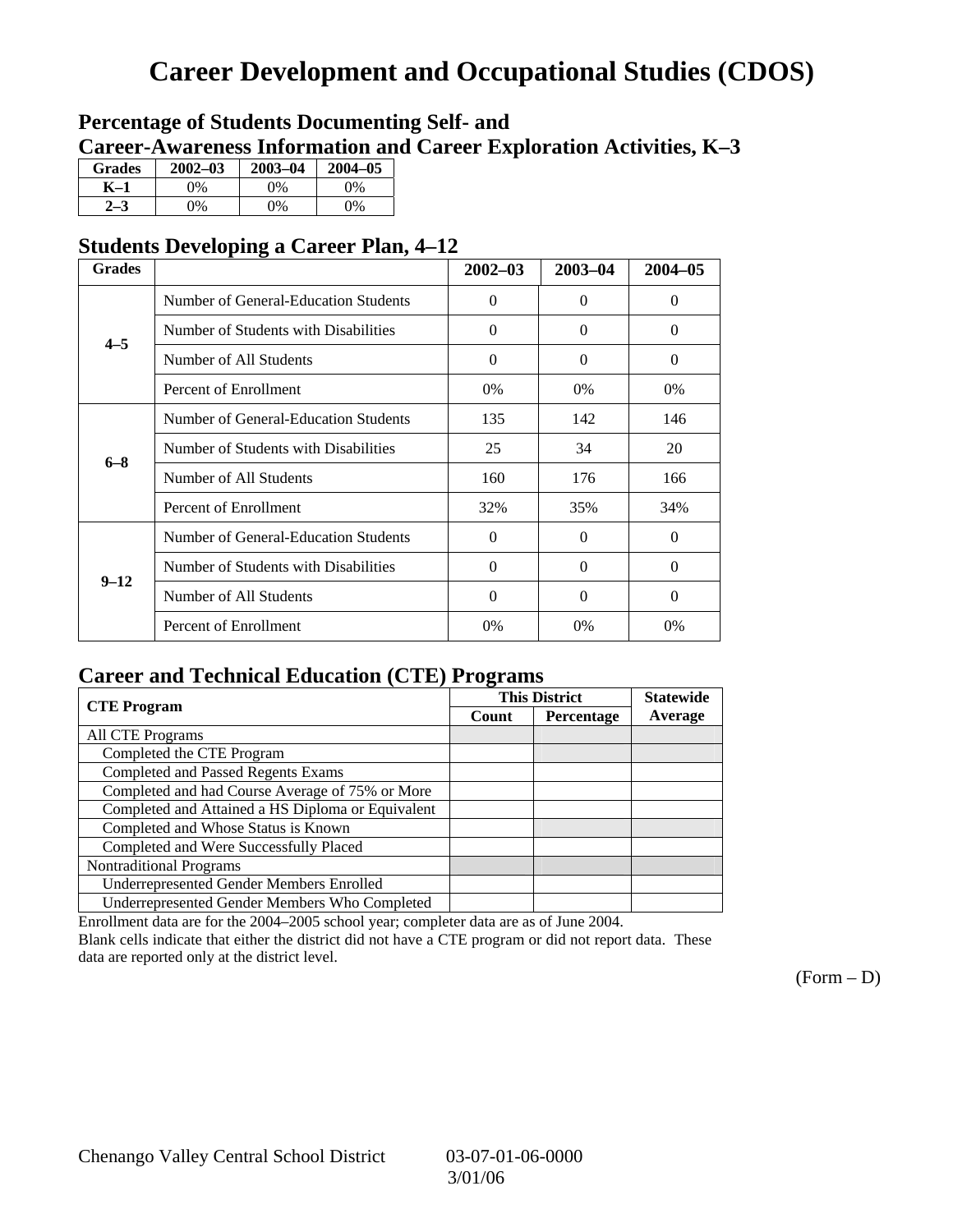# Career Development and Occupational Studies (CDOS)

## Percentage of Students Documenting Self- and Career-Awareness Information and Career Exploration Activities, K–3

| Grades | 2002–03 | 2003–04 | 2004–05 |
|---|---|---|---|
| K–1 | 0% | 0% | 0% |
| 2–3 | 0% | 0% | 0% |

## Students Developing a Career Plan, 4–12

| Grades | | 2002–03 | 2003–04 | 2004–05 |
|---|---|---|---|---|
| 4–5 | Number of General-Education Students | 0 | 0 | 0 |
| | Number of Students with Disabilities | 0 | 0 | 0 |
| | Number of All Students | 0 | 0 | 0 |
| | Percent of Enrollment | 0% | 0% | 0% |
| 6–8 | Number of General-Education Students | 135 | 142 | 146 |
| | Number of Students with Disabilities | 25 | 34 | 20 |
| | Number of All Students | 160 | 176 | 166 |
| | Percent of Enrollment | 32% | 35% | 34% |
| 9–12 | Number of General-Education Students | 0 | 0 | 0 |
| | Number of Students with Disabilities | 0 | 0 | 0 |
| | Number of All Students | 0 | 0 | 0 |
| | Percent of Enrollment | 0% | 0% | 0% |

## Career and Technical Education (CTE) Programs

| CTE Program | This District | | Statewide |
|---|---|---|---|
| | Count | Percentage | Average |
| All CTE Programs | | | |
| Completed the CTE Program | | | |
| Completed and Passed Regents Exams | | | |
| Completed and had Course Average of 75% or More | | | |
| Completed and Attained a HS Diploma or Equivalent | | | |
| Completed and Whose Status is Known | | | |
| Completed and Were Successfully Placed | | | |
| Nontraditional Programs | | | |
| Underrepresented Gender Members Enrolled | | | |
| Underrepresented Gender Members Who Completed | | | |

Enrollment data are for the 2004–2005 school year; completer data are as of June 2004.

Blank cells indicate that either the district did not have a CTE program or did not report data. These data are reported only at the district level.

(Form – D)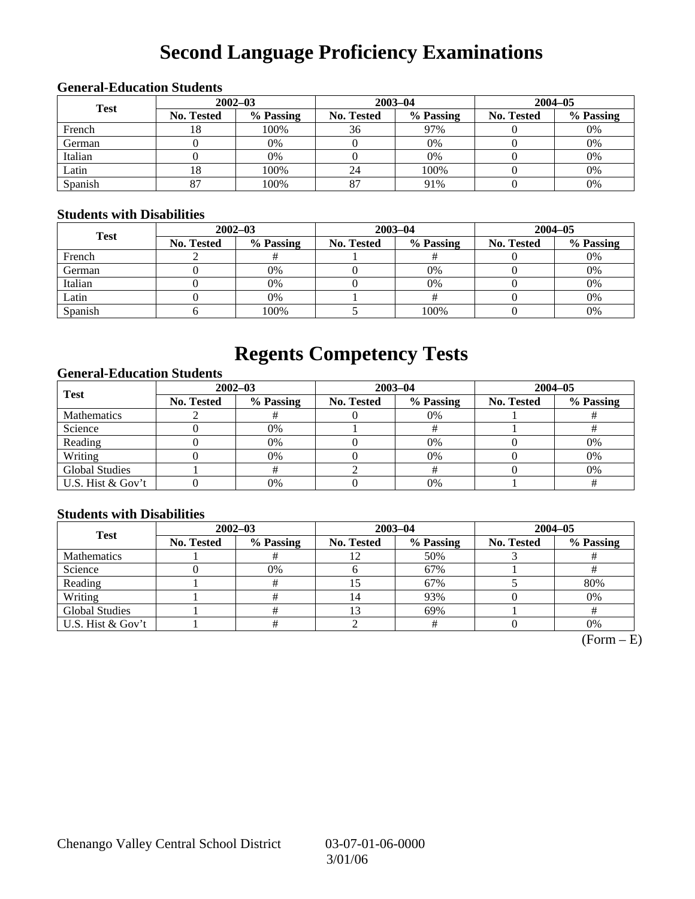# Second Language Proficiency Examinations

### General-Education Students

| Test | 2002–03 | | 2003–04 | | 2004–05 | |
|---|---|---|---|---|---|---|
| | No. Tested | % Passing | No. Tested | % Passing | No. Tested | % Passing |
| French | 18 | 100% | 36 | 97% | 0 | 0% |
| German | 0 | 0% | 0 | 0% | 0 | 0% |
| Italian | 0 | 0% | 0 | 0% | 0 | 0% |
| Latin | 18 | 100% | 24 | 100% | 0 | 0% |
| Spanish | 87 | 100% | 87 | 91% | 0 | 0% |

### Students with Disabilities

| Test | 2002–03 | | 2003–04 | | 2004–05 | |
|---|---|---|---|---|---|---|
| | No. Tested | % Passing | No. Tested | % Passing | No. Tested | % Passing |
| French | 2 | # | 1 | # | 0 | 0% |
| German | 0 | 0% | 0 | 0% | 0 | 0% |
| Italian | 0 | 0% | 0 | 0% | 0 | 0% |
| Latin | 0 | 0% | 1 | # | 0 | 0% |
| Spanish | 6 | 100% | 5 | 100% | 0 | 0% |

# Regents Competency Tests

### General-Education Students

| Test | 2002–03 | | 2003–04 | | 2004–05 | |
|---|---|---|---|---|---|---|
| | No. Tested | % Passing | No. Tested | % Passing | No. Tested | % Passing |
| Mathematics | 2 | # | 0 | 0% | 1 | # |
| Science | 0 | 0% | 1 | # | 1 | # |
| Reading | 0 | 0% | 0 | 0% | 0 | 0% |
| Writing | 0 | 0% | 0 | 0% | 0 | 0% |
| Global Studies | 1 | # | 2 | # | 0 | 0% |
| U.S. Hist & Gov't | 0 | 0% | 0 | 0% | 1 | # |

### Students with Disabilities

| Test | 2002–03 | | 2003–04 | | 2004–05 | |
|---|---|---|---|---|---|---|
| | No. Tested | % Passing | No. Tested | % Passing | No. Tested | % Passing |
| Mathematics | 1 | # | 12 | 50% | 3 | # |
| Science | 0 | 0% | 6 | 67% | 1 | # |
| Reading | 1 | # | 15 | 67% | 5 | 80% |
| Writing | 1 | # | 14 | 93% | 0 | 0% |
| Global Studies | 1 | # | 13 | 69% | 1 | # |
| U.S. Hist & Gov't | 1 | # | 2 | # | 0 | 0% |

(Form – E)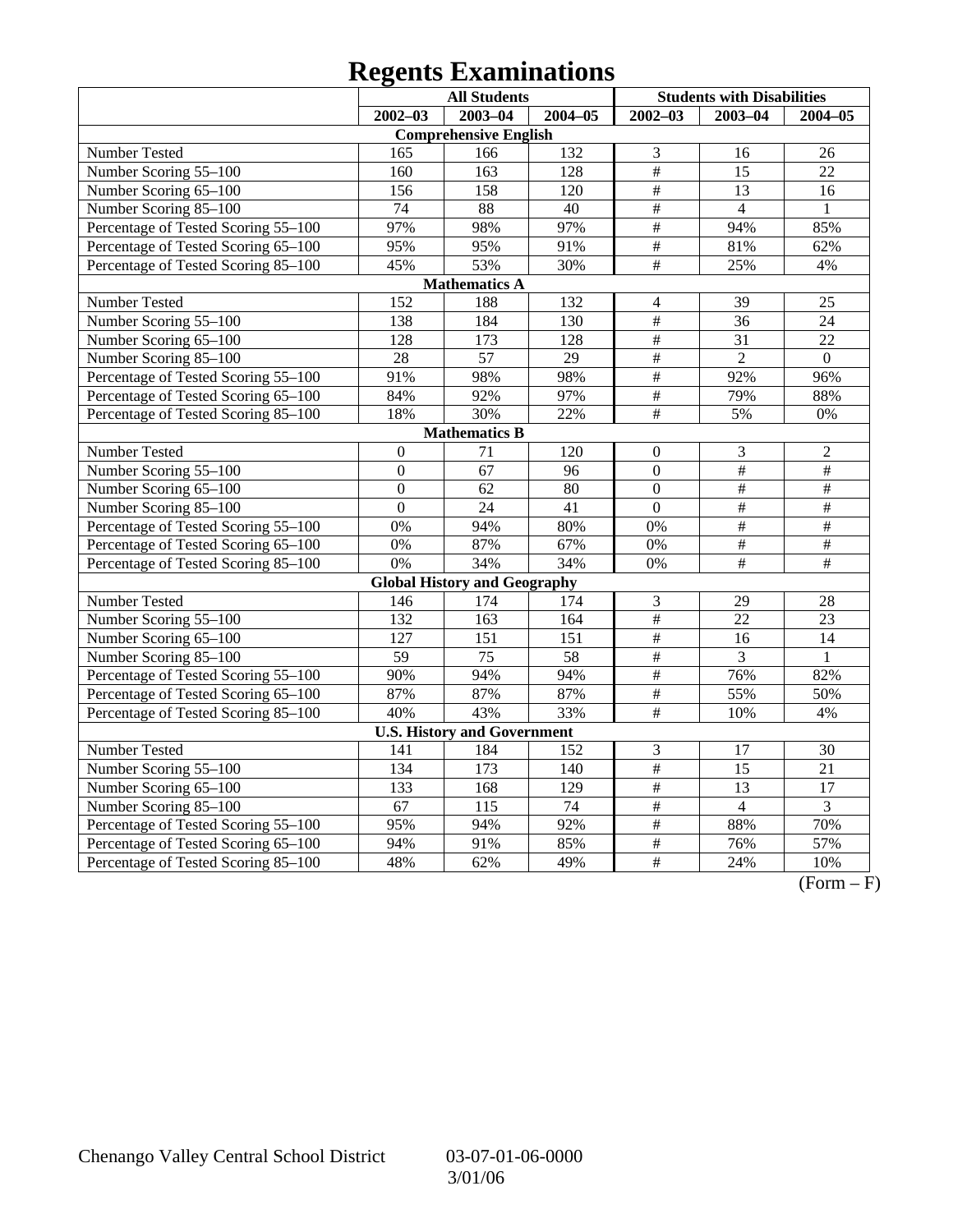# Regents Examinations

| | All Students | | | Students with Disabilities | | |
|---|---|---|---|---|---|---|
| | 2002–03 | 2003–04 | 2004–05 | 2002–03 | 2003–04 | 2004–05 |
| **Comprehensive English** | | | | | | |
| Number Tested | 165 | 166 | 132 | 3 | 16 | 26 |
| Number Scoring 55–100 | 160 | 163 | 128 | # | 15 | 22 |
| Number Scoring 65–100 | 156 | 158 | 120 | # | 13 | 16 |
| Number Scoring 85–100 | 74 | 88 | 40 | # | 4 | 1 |
| Percentage of Tested Scoring 55–100 | 97% | 98% | 97% | # | 94% | 85% |
| Percentage of Tested Scoring 65–100 | 95% | 95% | 91% | # | 81% | 62% |
| Percentage of Tested Scoring 85–100 | 45% | 53% | 30% | # | 25% | 4% |
| **Mathematics A** | | | | | | |
| Number Tested | 152 | 188 | 132 | 4 | 39 | 25 |
| Number Scoring 55–100 | 138 | 184 | 130 | # | 36 | 24 |
| Number Scoring 65–100 | 128 | 173 | 128 | # | 31 | 22 |
| Number Scoring 85–100 | 28 | 57 | 29 | # | 2 | 0 |
| Percentage of Tested Scoring 55–100 | 91% | 98% | 98% | # | 92% | 96% |
| Percentage of Tested Scoring 65–100 | 84% | 92% | 97% | # | 79% | 88% |
| Percentage of Tested Scoring 85–100 | 18% | 30% | 22% | # | 5% | 0% |
| **Mathematics B** | | | | | | |
| Number Tested | 0 | 71 | 120 | 0 | 3 | 2 |
| Number Scoring 55–100 | 0 | 67 | 96 | 0 | # | # |
| Number Scoring 65–100 | 0 | 62 | 80 | 0 | # | # |
| Number Scoring 85–100 | 0 | 24 | 41 | 0 | # | # |
| Percentage of Tested Scoring 55–100 | 0% | 94% | 80% | 0% | # | # |
| Percentage of Tested Scoring 65–100 | 0% | 87% | 67% | 0% | # | # |
| Percentage of Tested Scoring 85–100 | 0% | 34% | 34% | 0% | # | # |
| **Global History and Geography** | | | | | | |
| Number Tested | 146 | 174 | 174 | 3 | 29 | 28 |
| Number Scoring 55–100 | 132 | 163 | 164 | # | 22 | 23 |
| Number Scoring 65–100 | 127 | 151 | 151 | # | 16 | 14 |
| Number Scoring 85–100 | 59 | 75 | 58 | # | 3 | 1 |
| Percentage of Tested Scoring 55–100 | 90% | 94% | 94% | # | 76% | 82% |
| Percentage of Tested Scoring 65–100 | 87% | 87% | 87% | # | 55% | 50% |
| Percentage of Tested Scoring 85–100 | 40% | 43% | 33% | # | 10% | 4% |
| **U.S. History and Government** | | | | | | |
| Number Tested | 141 | 184 | 152 | 3 | 17 | 30 |
| Number Scoring 55–100 | 134 | 173 | 140 | # | 15 | 21 |
| Number Scoring 65–100 | 133 | 168 | 129 | # | 13 | 17 |
| Number Scoring 85–100 | 67 | 115 | 74 | # | 4 | 3 |
| Percentage of Tested Scoring 55–100 | 95% | 94% | 92% | # | 88% | 70% |
| Percentage of Tested Scoring 65–100 | 94% | 91% | 85% | # | 76% | 57% |
| Percentage of Tested Scoring 85–100 | 48% | 62% | 49% | # | 24% | 10% |

(Form – F)

Chenango Valley Central School District 03-07-01-06-0000 3/01/06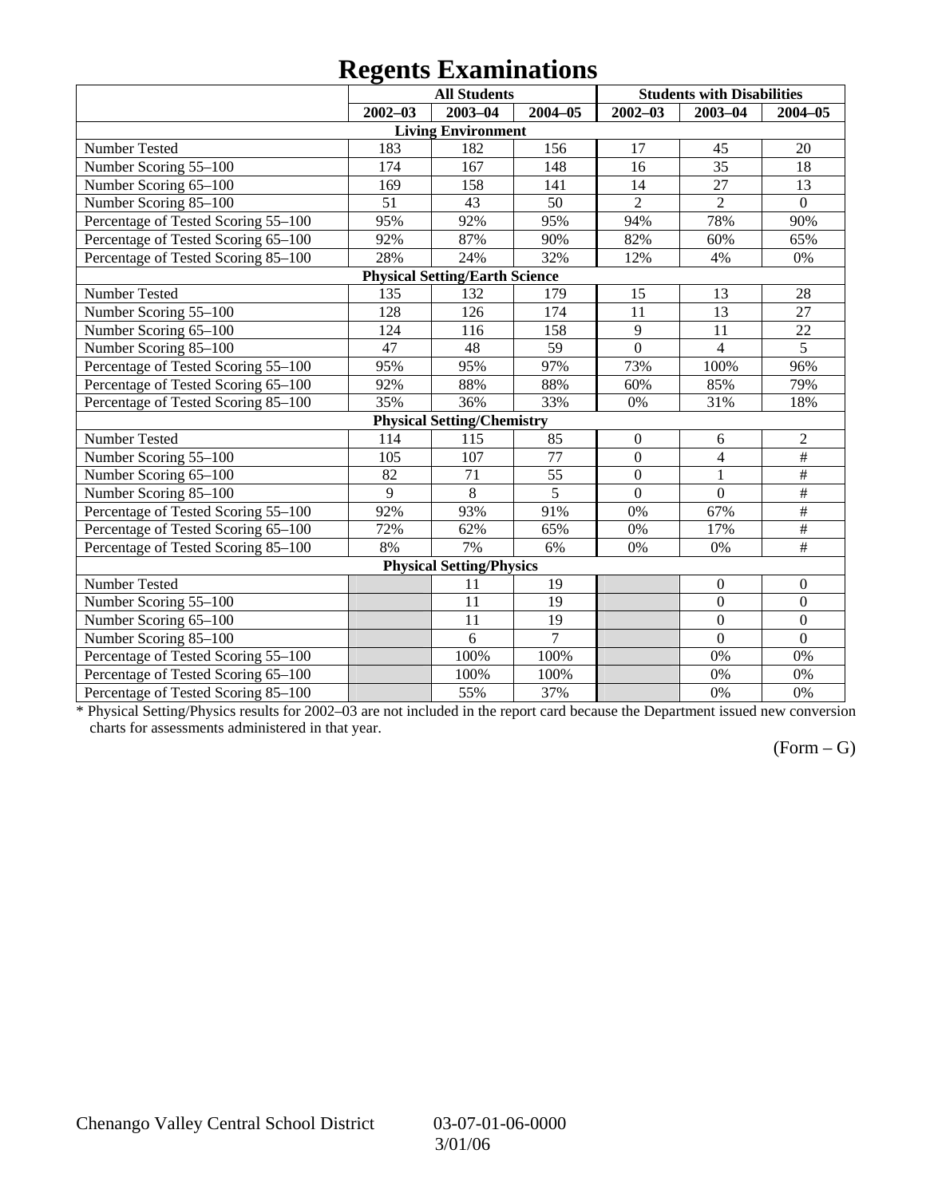# Regents Examinations

| | All Students | | | Students with Disabilities | | |
|---|---|---|---|---|---|---|
| | 2002–03 | 2003–04 | 2004–05 | 2002–03 | 2003–04 | 2004–05 |
| **Living Environment** | | | | | | |
| Number Tested | 183 | 182 | 156 | 17 | 45 | 20 |
| Number Scoring 55–100 | 174 | 167 | 148 | 16 | 35 | 18 |
| Number Scoring 65–100 | 169 | 158 | 141 | 14 | 27 | 13 |
| Number Scoring 85–100 | 51 | 43 | 50 | 2 | 2 | 0 |
| Percentage of Tested Scoring 55–100 | 95% | 92% | 95% | 94% | 78% | 90% |
| Percentage of Tested Scoring 65–100 | 92% | 87% | 90% | 82% | 60% | 65% |
| Percentage of Tested Scoring 85–100 | 28% | 24% | 32% | 12% | 4% | 0% |
| **Physical Setting/Earth Science** | | | | | | |
| Number Tested | 135 | 132 | 179 | 15 | 13 | 28 |
| Number Scoring 55–100 | 128 | 126 | 174 | 11 | 13 | 27 |
| Number Scoring 65–100 | 124 | 116 | 158 | 9 | 11 | 22 |
| Number Scoring 85–100 | 47 | 48 | 59 | 0 | 4 | 5 |
| Percentage of Tested Scoring 55–100 | 95% | 95% | 97% | 73% | 100% | 96% |
| Percentage of Tested Scoring 65–100 | 92% | 88% | 88% | 60% | 85% | 79% |
| Percentage of Tested Scoring 85–100 | 35% | 36% | 33% | 0% | 31% | 18% |
| **Physical Setting/Chemistry** | | | | | | |
| Number Tested | 114 | 115 | 85 | 0 | 6 | 2 |
| Number Scoring 55–100 | 105 | 107 | 77 | 0 | 4 | # |
| Number Scoring 65–100 | 82 | 71 | 55 | 0 | 1 | # |
| Number Scoring 85–100 | 9 | 8 | 5 | 0 | 0 | # |
| Percentage of Tested Scoring 55–100 | 92% | 93% | 91% | 0% | 67% | # |
| Percentage of Tested Scoring 65–100 | 72% | 62% | 65% | 0% | 17% | # |
| Percentage of Tested Scoring 85–100 | 8% | 7% | 6% | 0% | 0% | # |
| **Physical Setting/Physics** | | | | | | |
| Number Tested | | 11 | 19 | | 0 | 0 |
| Number Scoring 55–100 | | 11 | 19 | | 0 | 0 |
| Number Scoring 65–100 | | 11 | 19 | | 0 | 0 |
| Number Scoring 85–100 | | 6 | 7 | | 0 | 0 |
| Percentage of Tested Scoring 55–100 | | 100% | 100% | | 0% | 0% |
| Percentage of Tested Scoring 65–100 | | 100% | 100% | | 0% | 0% |
| Percentage of Tested Scoring 85–100 | | 55% | 37% | | 0% | 0% |

* Physical Setting/Physics results for 2002–03 are not included in the report card because the Department issued new conversion charts for assessments administered in that year.

(Form – G)

Chenango Valley Central School District 03-07-01-06-0000
3/01/06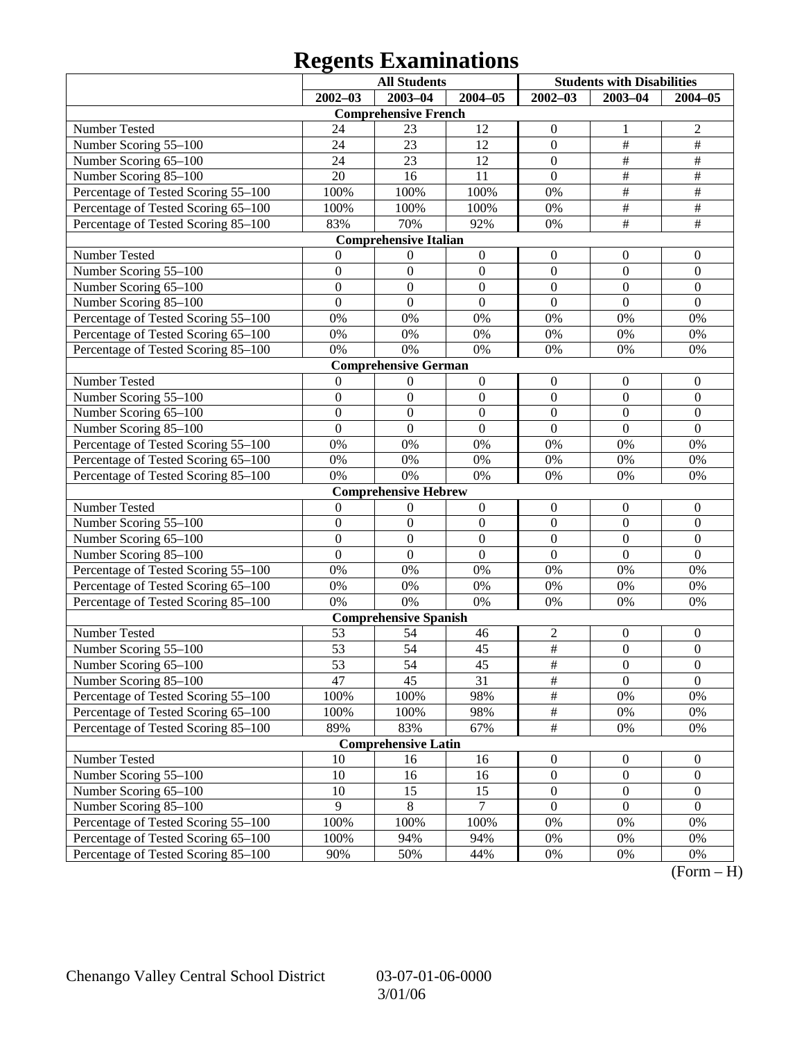# Regents Examinations

| | All Students | | | Students with Disabilities | | |
|---|---|---|---|---|---|---|
| | 2002–03 | 2003–04 | 2004–05 | 2002–03 | 2003–04 | 2004–05 |
| **Comprehensive French** | | | | | | |
| Number Tested | 24 | 23 | 12 | 0 | 1 | 2 |
| Number Scoring 55–100 | 24 | 23 | 12 | 0 | # | # |
| Number Scoring 65–100 | 24 | 23 | 12 | 0 | # | # |
| Number Scoring 85–100 | 20 | 16 | 11 | 0 | # | # |
| Percentage of Tested Scoring 55–100 | 100% | 100% | 100% | 0% | # | # |
| Percentage of Tested Scoring 65–100 | 100% | 100% | 100% | 0% | # | # |
| Percentage of Tested Scoring 85–100 | 83% | 70% | 92% | 0% | # | # |
| **Comprehensive Italian** | | | | | | |
| Number Tested | 0 | 0 | 0 | 0 | 0 | 0 |
| Number Scoring 55–100 | 0 | 0 | 0 | 0 | 0 | 0 |
| Number Scoring 65–100 | 0 | 0 | 0 | 0 | 0 | 0 |
| Number Scoring 85–100 | 0 | 0 | 0 | 0 | 0 | 0 |
| Percentage of Tested Scoring 55–100 | 0% | 0% | 0% | 0% | 0% | 0% |
| Percentage of Tested Scoring 65–100 | 0% | 0% | 0% | 0% | 0% | 0% |
| Percentage of Tested Scoring 85–100 | 0% | 0% | 0% | 0% | 0% | 0% |
| **Comprehensive German** | | | | | | |
| Number Tested | 0 | 0 | 0 | 0 | 0 | 0 |
| Number Scoring 55–100 | 0 | 0 | 0 | 0 | 0 | 0 |
| Number Scoring 65–100 | 0 | 0 | 0 | 0 | 0 | 0 |
| Number Scoring 85–100 | 0 | 0 | 0 | 0 | 0 | 0 |
| Percentage of Tested Scoring 55–100 | 0% | 0% | 0% | 0% | 0% | 0% |
| Percentage of Tested Scoring 65–100 | 0% | 0% | 0% | 0% | 0% | 0% |
| Percentage of Tested Scoring 85–100 | 0% | 0% | 0% | 0% | 0% | 0% |
| **Comprehensive Hebrew** | | | | | | |
| Number Tested | 0 | 0 | 0 | 0 | 0 | 0 |
| Number Scoring 55–100 | 0 | 0 | 0 | 0 | 0 | 0 |
| Number Scoring 65–100 | 0 | 0 | 0 | 0 | 0 | 0 |
| Number Scoring 85–100 | 0 | 0 | 0 | 0 | 0 | 0 |
| Percentage of Tested Scoring 55–100 | 0% | 0% | 0% | 0% | 0% | 0% |
| Percentage of Tested Scoring 65–100 | 0% | 0% | 0% | 0% | 0% | 0% |
| Percentage of Tested Scoring 85–100 | 0% | 0% | 0% | 0% | 0% | 0% |
| **Comprehensive Spanish** | | | | | | |
| Number Tested | 53 | 54 | 46 | 2 | 0 | 0 |
| Number Scoring 55–100 | 53 | 54 | 45 | # | 0 | 0 |
| Number Scoring 65–100 | 53 | 54 | 45 | # | 0 | 0 |
| Number Scoring 85–100 | 47 | 45 | 31 | # | 0 | 0 |
| Percentage of Tested Scoring 55–100 | 100% | 100% | 98% | # | 0% | 0% |
| Percentage of Tested Scoring 65–100 | 100% | 100% | 98% | # | 0% | 0% |
| Percentage of Tested Scoring 85–100 | 89% | 83% | 67% | # | 0% | 0% |
| **Comprehensive Latin** | | | | | | |
| Number Tested | 10 | 16 | 16 | 0 | 0 | 0 |
| Number Scoring 55–100 | 10 | 16 | 16 | 0 | 0 | 0 |
| Number Scoring 65–100 | 10 | 15 | 15 | 0 | 0 | 0 |
| Number Scoring 85–100 | 9 | 8 | 7 | 0 | 0 | 0 |
| Percentage of Tested Scoring 55–100 | 100% | 100% | 100% | 0% | 0% | 0% |
| Percentage of Tested Scoring 65–100 | 100% | 94% | 94% | 0% | 0% | 0% |
| Percentage of Tested Scoring 85–100 | 90% | 50% | 44% | 0% | 0% | 0% |

(Form – H)

Chenango Valley Central School District 03-07-01-06-0000 3/01/06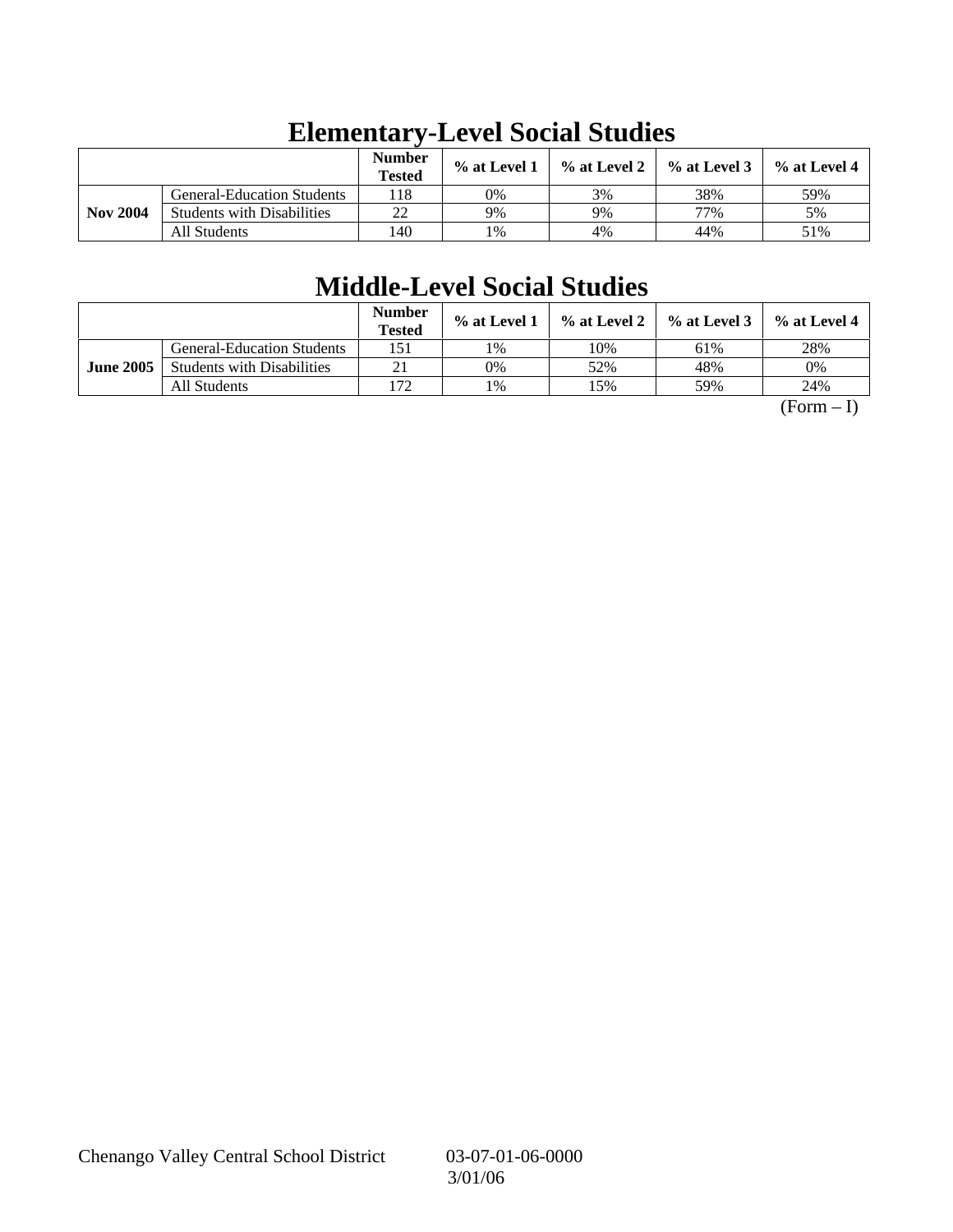# Elementary-Level Social Studies

| | | Number Tested | % at Level 1 | % at Level 2 | % at Level 3 | % at Level 4 |
|---|---|---|---|---|---|---|
| **Nov 2004** | General-Education Students | 118 | 0% | 3% | 38% | 59% |
| | Students with Disabilities | 22 | 9% | 9% | 77% | 5% |
| | All Students | 140 | 1% | 4% | 44% | 51% |

# Middle-Level Social Studies

| | | Number Tested | % at Level 1 | % at Level 2 | % at Level 3 | % at Level 4 |
|---|---|---|---|---|---|---|
| **June 2005** | General-Education Students | 151 | 1% | 10% | 61% | 28% |
| | Students with Disabilities | 21 | 0% | 52% | 48% | 0% |
| | All Students | 172 | 1% | 15% | 59% | 24% |

(Form – I)

Chenango Valley Central School District 03-07-01-06-0000
3/01/06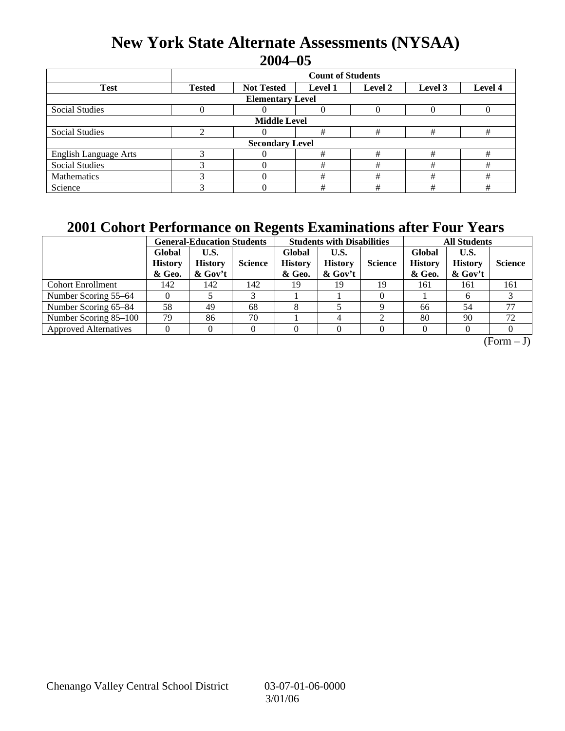# New York State Alternate Assessments (NYSAA)

## 2004–05

| | Count of Students | | | | | |
|---|---|---|---|---|---|---|
| **Test** | **Tested** | **Not Tested** | **Level 1** | **Level 2** | **Level 3** | **Level 4** |
| **Elementary Level** | | | | | | |
| Social Studies | 0 | 0 | 0 | 0 | 0 | 0 |
| **Middle Level** | | | | | | |
| Social Studies | 2 | 0 | # | # | # | # |
| **Secondary Level** | | | | | | |
| English Language Arts | 3 | 0 | # | # | # | # |
| Social Studies | 3 | 0 | # | # | # | # |
| Mathematics | 3 | 0 | # | # | # | # |
| Science | 3 | 0 | # | # | # | # |

# 2001 Cohort Performance on Regents Examinations after Four Years

| | General-Education Students | | | Students with Disabilities | | | All Students | | |
|---|---|---|---|---|---|---|---|---|---|
| | **Global History & Geo.** | **U.S. History & Gov't** | **Science** | **Global History & Geo.** | **U.S. History & Gov't** | **Science** | **Global History & Geo.** | **U.S. History & Gov't** | **Science** |
| Cohort Enrollment | 142 | 142 | 142 | 19 | 19 | 19 | 161 | 161 | 161 |
| Number Scoring 55–64 | 0 | 5 | 3 | 1 | 1 | 0 | 1 | 6 | 3 |
| Number Scoring 65–84 | 58 | 49 | 68 | 8 | 5 | 9 | 66 | 54 | 77 |
| Number Scoring 85–100 | 79 | 86 | 70 | 1 | 4 | 2 | 80 | 90 | 72 |
| Approved Alternatives | 0 | 0 | 0 | 0 | 0 | 0 | 0 | 0 | 0 |

(Form – J)

Chenango Valley Central School District 03-07-01-06-0000 3/01/06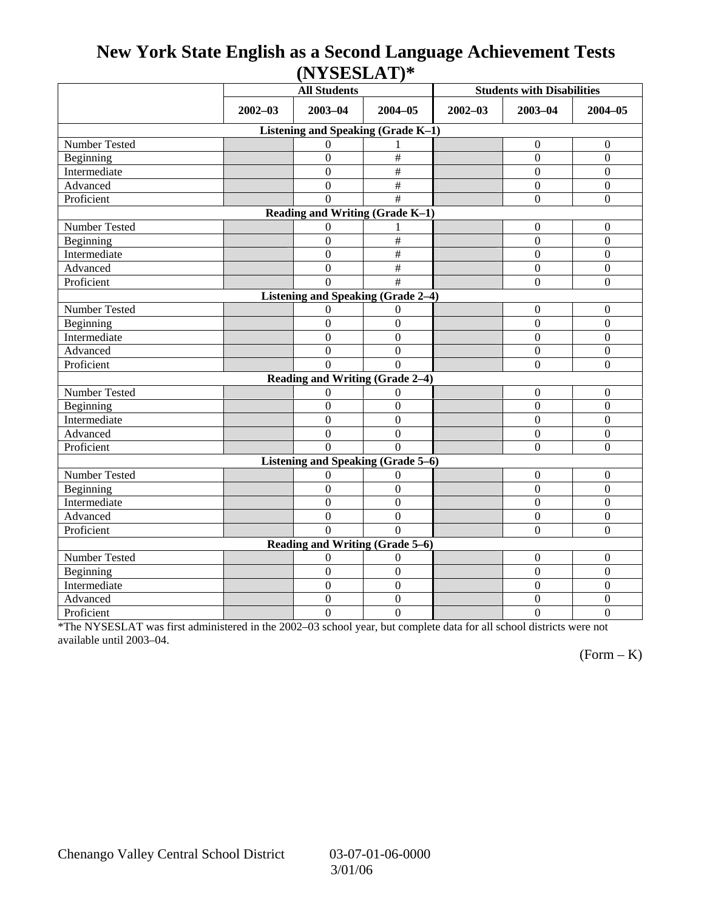# New York State English as a Second Language Achievement Tests (NYSESLAT)*

| | All Students | | | Students with Disabilities | | |
|---|---|---|---|---|---|---|
| | 2002–03 | 2003–04 | 2004–05 | 2002–03 | 2003–04 | 2004–05 |
| **Listening and Speaking (Grade K–1)** | | | | | | |
| Number Tested | | 0 | 1 | | 0 | 0 |
| Beginning | | 0 | # | | 0 | 0 |
| Intermediate | | 0 | # | | 0 | 0 |
| Advanced | | 0 | # | | 0 | 0 |
| Proficient | | 0 | # | | 0 | 0 |
| **Reading and Writing (Grade K–1)** | | | | | | |
| Number Tested | | 0 | 1 | | 0 | 0 |
| Beginning | | 0 | # | | 0 | 0 |
| Intermediate | | 0 | # | | 0 | 0 |
| Advanced | | 0 | # | | 0 | 0 |
| Proficient | | 0 | # | | 0 | 0 |
| **Listening and Speaking (Grade 2–4)** | | | | | | |
| Number Tested | | 0 | 0 | | 0 | 0 |
| Beginning | | 0 | 0 | | 0 | 0 |
| Intermediate | | 0 | 0 | | 0 | 0 |
| Advanced | | 0 | 0 | | 0 | 0 |
| Proficient | | 0 | 0 | | 0 | 0 |
| **Reading and Writing (Grade 2–4)** | | | | | | |
| Number Tested | | 0 | 0 | | 0 | 0 |
| Beginning | | 0 | 0 | | 0 | 0 |
| Intermediate | | 0 | 0 | | 0 | 0 |
| Advanced | | 0 | 0 | | 0 | 0 |
| Proficient | | 0 | 0 | | 0 | 0 |
| **Listening and Speaking (Grade 5–6)** | | | | | | |
| Number Tested | | 0 | 0 | | 0 | 0 |
| Beginning | | 0 | 0 | | 0 | 0 |
| Intermediate | | 0 | 0 | | 0 | 0 |
| Advanced | | 0 | 0 | | 0 | 0 |
| Proficient | | 0 | 0 | | 0 | 0 |
| **Reading and Writing (Grade 5–6)** | | | | | | |
| Number Tested | | 0 | 0 | | 0 | 0 |
| Beginning | | 0 | 0 | | 0 | 0 |
| Intermediate | | 0 | 0 | | 0 | 0 |
| Advanced | | 0 | 0 | | 0 | 0 |
| Proficient | | 0 | 0 | | 0 | 0 |

*The NYSESLAT was first administered in the 2002–03 school year, but complete data for all school districts were not available until 2003–04.

(Form – K)

Chenango Valley Central School District 03-07-01-06-0000 3/01/06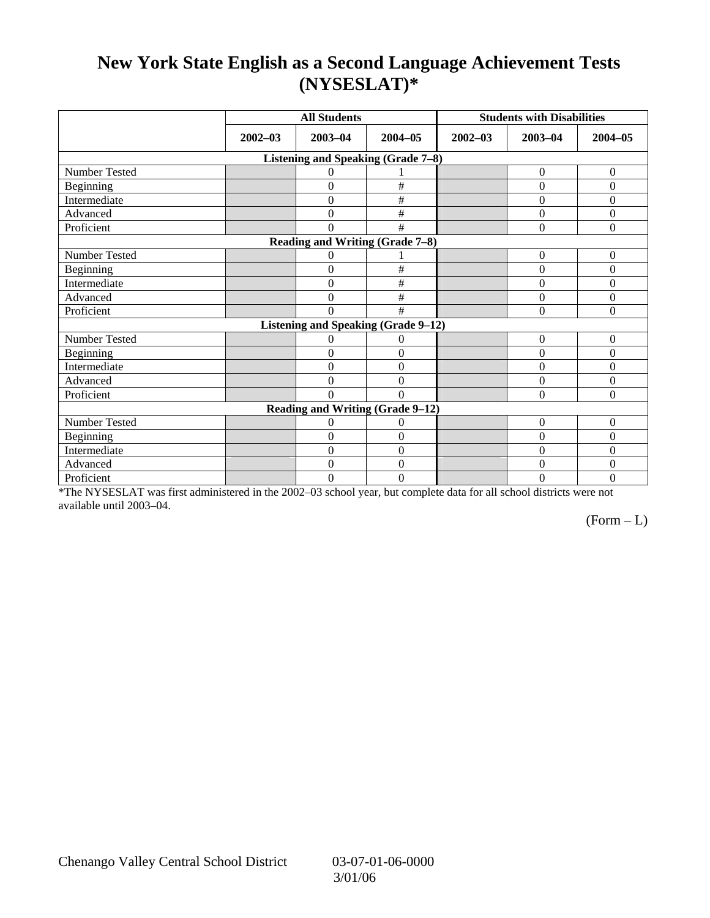# New York State English as a Second Language Achievement Tests (NYSESLAT)*

| | All Students | | | Students with Disabilities | | |
|---|---|---|---|---|---|---|
| | 2002–03 | 2003–04 | 2004–05 | 2002–03 | 2003–04 | 2004–05 |
| **Listening and Speaking (Grade 7–8)** | | | | | | |
| Number Tested | | 0 | 1 | | 0 | 0 |
| Beginning | | 0 | # | | 0 | 0 |
| Intermediate | | 0 | # | | 0 | 0 |
| Advanced | | 0 | # | | 0 | 0 |
| Proficient | | 0 | # | | 0 | 0 |
| **Reading and Writing (Grade 7–8)** | | | | | | |
| Number Tested | | 0 | 1 | | 0 | 0 |
| Beginning | | 0 | # | | 0 | 0 |
| Intermediate | | 0 | # | | 0 | 0 |
| Advanced | | 0 | # | | 0 | 0 |
| Proficient | | 0 | # | | 0 | 0 |
| **Listening and Speaking (Grade 9–12)** | | | | | | |
| Number Tested | | 0 | 0 | | 0 | 0 |
| Beginning | | 0 | 0 | | 0 | 0 |
| Intermediate | | 0 | 0 | | 0 | 0 |
| Advanced | | 0 | 0 | | 0 | 0 |
| Proficient | | 0 | 0 | | 0 | 0 |
| **Reading and Writing (Grade 9–12)** | | | | | | |
| Number Tested | | 0 | 0 | | 0 | 0 |
| Beginning | | 0 | 0 | | 0 | 0 |
| Intermediate | | 0 | 0 | | 0 | 0 |
| Advanced | | 0 | 0 | | 0 | 0 |
| Proficient | | 0 | 0 | | 0 | 0 |

*The NYSESLAT was first administered in the 2002–03 school year, but complete data for all school districts were not available until 2003–04.

(Form – L)

Chenango Valley Central School District 03-07-01-06-0000 3/01/06